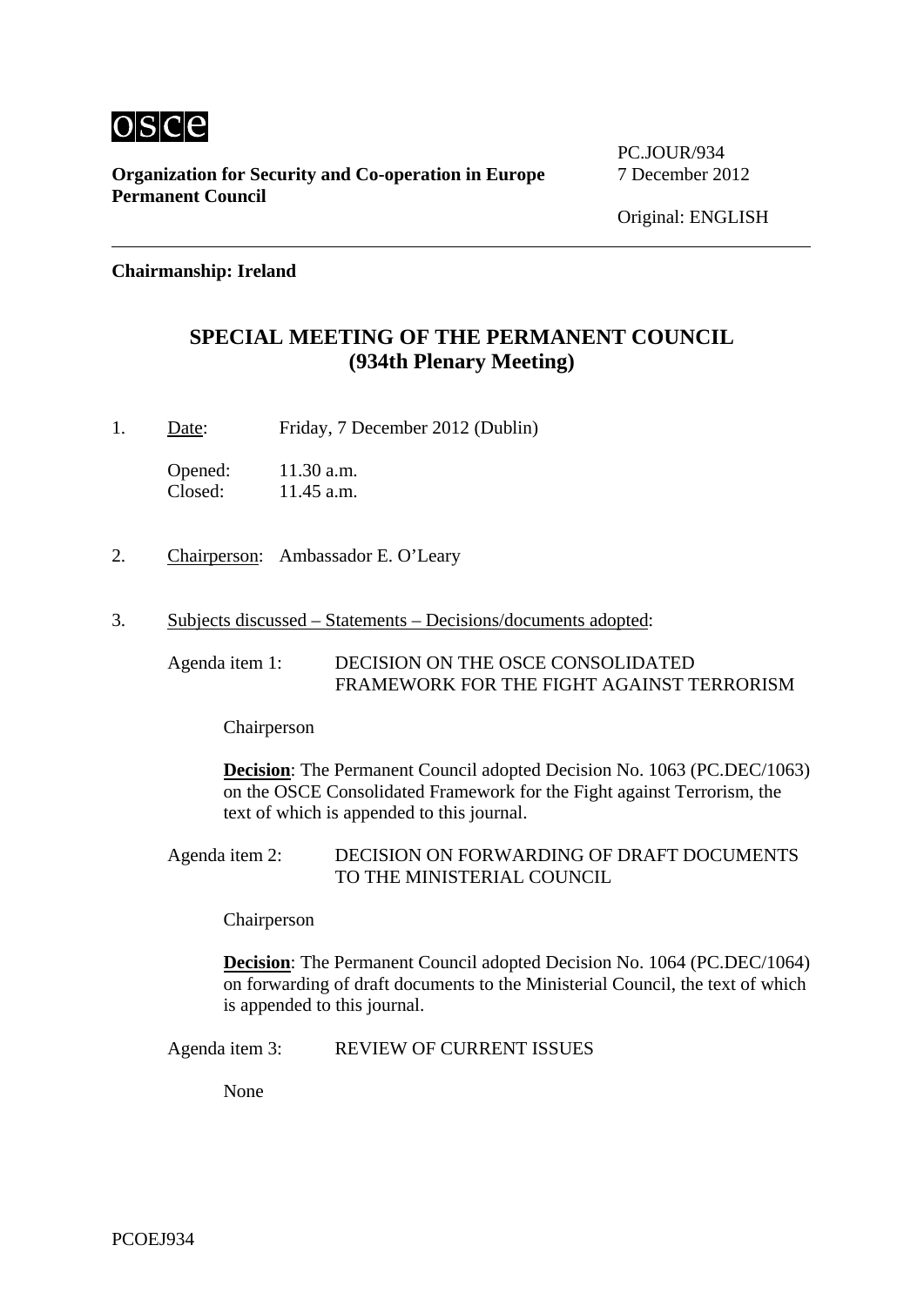**Organization for Security and Co-operation in Europe**
**Permanent Council**

PC.JOUR/934
7 December 2012

Original: ENGLISH

**Chairmanship: Ireland**

## SPECIAL MEETING OF THE PERMANENT COUNCIL
## (934th Plenary Meeting)

1. Date: Friday, 7 December 2012 (Dublin)

   Opened: 11.30 a.m.
   Closed: 11.45 a.m.

2. Chairperson: Ambassador E. O'Leary

3. Subjects discussed – Statements – Decisions/documents adopted:

   Agenda item 1: DECISION ON THE OSCE CONSOLIDATED FRAMEWORK FOR THE FIGHT AGAINST TERRORISM

   Chairperson

   **Decision**: The Permanent Council adopted Decision No. 1063 (PC.DEC/1063) on the OSCE Consolidated Framework for the Fight against Terrorism, the text of which is appended to this journal.

   Agenda item 2: DECISION ON FORWARDING OF DRAFT DOCUMENTS TO THE MINISTERIAL COUNCIL

   Chairperson

   **Decision**: The Permanent Council adopted Decision No. 1064 (PC.DEC/1064) on forwarding of draft documents to the Ministerial Council, the text of which is appended to this journal.

   Agenda item 3: REVIEW OF CURRENT ISSUES

   None

PCOEJ934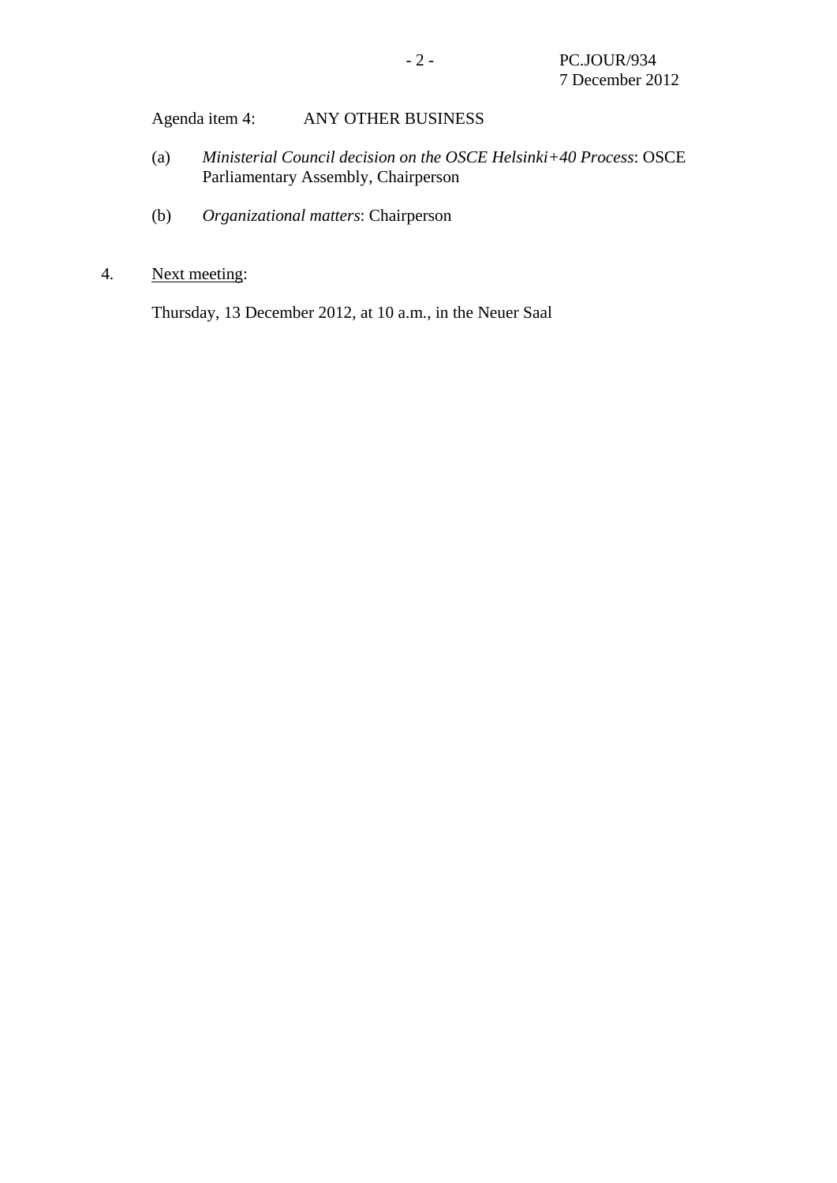Agenda item 4: ANY OTHER BUSINESS

(a) *Ministerial Council decision on the OSCE Helsinki+40 Process*: OSCE Parliamentary Assembly, Chairperson

(b) *Organizational matters*: Chairperson

4. Next meeting:

Thursday, 13 December 2012, at 10 a.m., in the Neuer Saal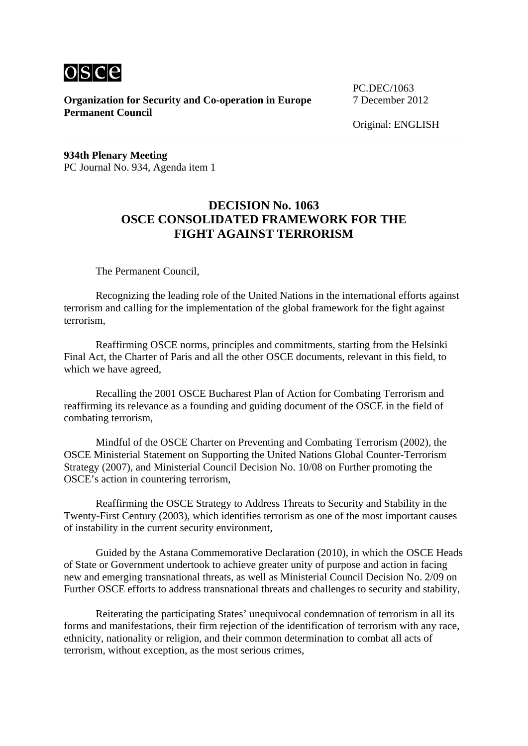**Organization for Security and Co-operation in Europe**
**Permanent Council**

PC.DEC/1063
7 December 2012

Original: ENGLISH

**934th Plenary Meeting**
PC Journal No. 934, Agenda item 1

# DECISION No. 1063
# OSCE CONSOLIDATED FRAMEWORK FOR THE FIGHT AGAINST TERRORISM

The Permanent Council,

Recognizing the leading role of the United Nations in the international efforts against terrorism and calling for the implementation of the global framework for the fight against terrorism,

Reaffirming OSCE norms, principles and commitments, starting from the Helsinki Final Act, the Charter of Paris and all the other OSCE documents, relevant in this field, to which we have agreed,

Recalling the 2001 OSCE Bucharest Plan of Action for Combating Terrorism and reaffirming its relevance as a founding and guiding document of the OSCE in the field of combating terrorism,

Mindful of the OSCE Charter on Preventing and Combating Terrorism (2002), the OSCE Ministerial Statement on Supporting the United Nations Global Counter-Terrorism Strategy (2007), and Ministerial Council Decision No. 10/08 on Further promoting the OSCE's action in countering terrorism,

Reaffirming the OSCE Strategy to Address Threats to Security and Stability in the Twenty-First Century (2003), which identifies terrorism as one of the most important causes of instability in the current security environment,

Guided by the Astana Commemorative Declaration (2010), in which the OSCE Heads of State or Government undertook to achieve greater unity of purpose and action in facing new and emerging transnational threats, as well as Ministerial Council Decision No. 2/09 on Further OSCE efforts to address transnational threats and challenges to security and stability,

Reiterating the participating States' unequivocal condemnation of terrorism in all its forms and manifestations, their firm rejection of the identification of terrorism with any race, ethnicity, nationality or religion, and their common determination to combat all acts of terrorism, without exception, as the most serious crimes,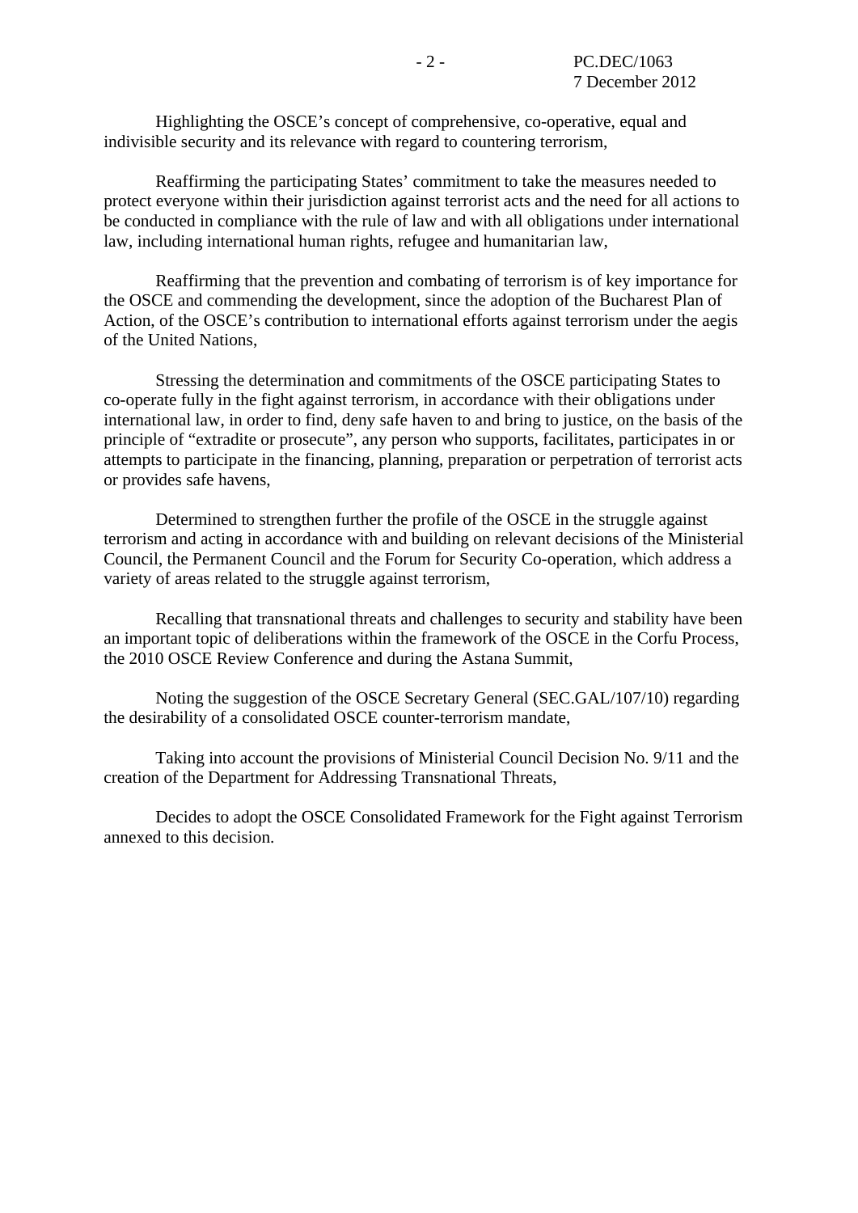Highlighting the OSCE's concept of comprehensive, co-operative, equal and indivisible security and its relevance with regard to countering terrorism,

Reaffirming the participating States' commitment to take the measures needed to protect everyone within their jurisdiction against terrorist acts and the need for all actions to be conducted in compliance with the rule of law and with all obligations under international law, including international human rights, refugee and humanitarian law,

Reaffirming that the prevention and combating of terrorism is of key importance for the OSCE and commending the development, since the adoption of the Bucharest Plan of Action, of the OSCE's contribution to international efforts against terrorism under the aegis of the United Nations,

Stressing the determination and commitments of the OSCE participating States to co-operate fully in the fight against terrorism, in accordance with their obligations under international law, in order to find, deny safe haven to and bring to justice, on the basis of the principle of "extradite or prosecute", any person who supports, facilitates, participates in or attempts to participate in the financing, planning, preparation or perpetration of terrorist acts or provides safe havens,

Determined to strengthen further the profile of the OSCE in the struggle against terrorism and acting in accordance with and building on relevant decisions of the Ministerial Council, the Permanent Council and the Forum for Security Co-operation, which address a variety of areas related to the struggle against terrorism,

Recalling that transnational threats and challenges to security and stability have been an important topic of deliberations within the framework of the OSCE in the Corfu Process, the 2010 OSCE Review Conference and during the Astana Summit,

Noting the suggestion of the OSCE Secretary General (SEC.GAL/107/10) regarding the desirability of a consolidated OSCE counter-terrorism mandate,

Taking into account the provisions of Ministerial Council Decision No. 9/11 and the creation of the Department for Addressing Transnational Threats,

Decides to adopt the OSCE Consolidated Framework for the Fight against Terrorism annexed to this decision.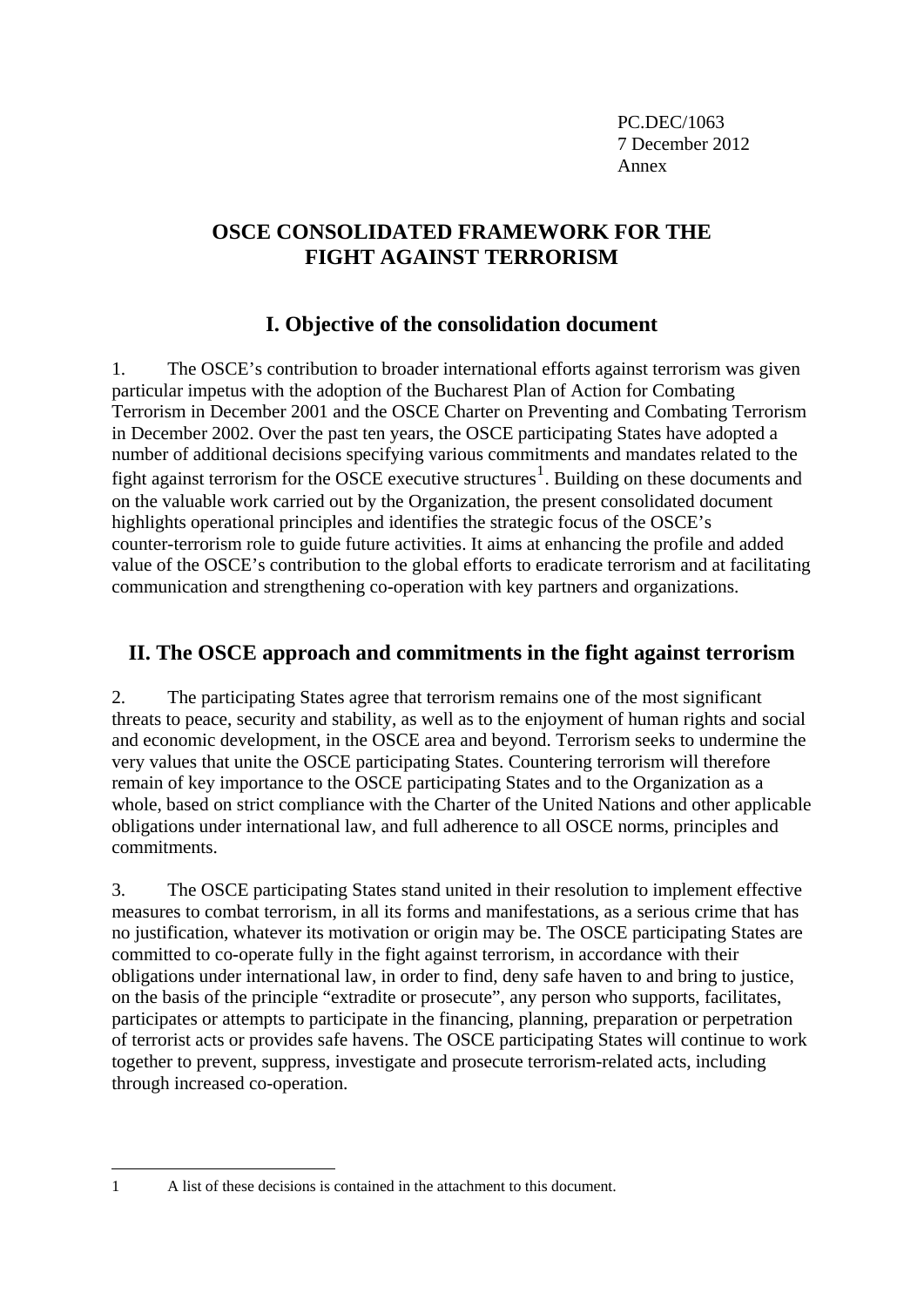PC.DEC/1063
7 December 2012
Annex

# OSCE CONSOLIDATED FRAMEWORK FOR THE FIGHT AGAINST TERRORISM

## I. Objective of the consolidation document

1. The OSCE's contribution to broader international efforts against terrorism was given particular impetus with the adoption of the Bucharest Plan of Action for Combating Terrorism in December 2001 and the OSCE Charter on Preventing and Combating Terrorism in December 2002. Over the past ten years, the OSCE participating States have adopted a number of additional decisions specifying various commitments and mandates related to the fight against terrorism for the OSCE executive structures[1]. Building on these documents and on the valuable work carried out by the Organization, the present consolidated document highlights operational principles and identifies the strategic focus of the OSCE's counter-terrorism role to guide future activities. It aims at enhancing the profile and added value of the OSCE's contribution to the global efforts to eradicate terrorism and at facilitating communication and strengthening co-operation with key partners and organizations.

## II. The OSCE approach and commitments in the fight against terrorism

2. The participating States agree that terrorism remains one of the most significant threats to peace, security and stability, as well as to the enjoyment of human rights and social and economic development, in the OSCE area and beyond. Terrorism seeks to undermine the very values that unite the OSCE participating States. Countering terrorism will therefore remain of key importance to the OSCE participating States and to the Organization as a whole, based on strict compliance with the Charter of the United Nations and other applicable obligations under international law, and full adherence to all OSCE norms, principles and commitments.

3. The OSCE participating States stand united in their resolution to implement effective measures to combat terrorism, in all its forms and manifestations, as a serious crime that has no justification, whatever its motivation or origin may be. The OSCE participating States are committed to co-operate fully in the fight against terrorism, in accordance with their obligations under international law, in order to find, deny safe haven to and bring to justice, on the basis of the principle "extradite or prosecute", any person who supports, facilitates, participates or attempts to participate in the financing, planning, preparation or perpetration of terrorist acts or provides safe havens. The OSCE participating States will continue to work together to prevent, suppress, investigate and prosecute terrorism-related acts, including through increased co-operation.

---

1 A list of these decisions is contained in the attachment to this document.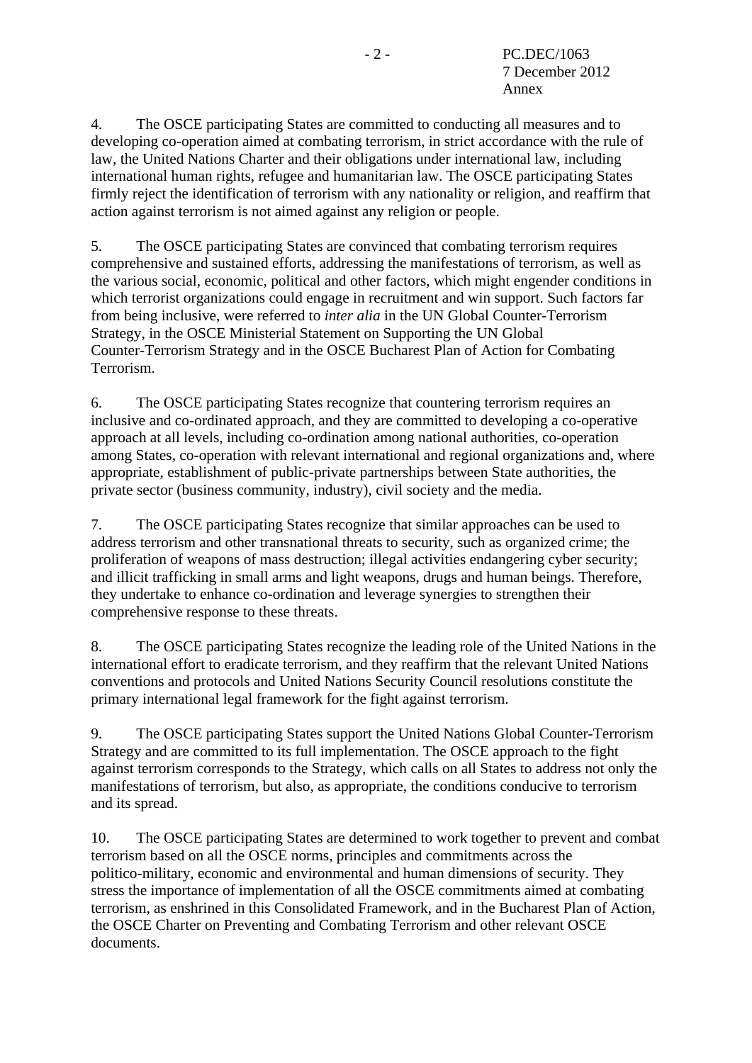4. The OSCE participating States are committed to conducting all measures and to developing co-operation aimed at combating terrorism, in strict accordance with the rule of law, the United Nations Charter and their obligations under international law, including international human rights, refugee and humanitarian law. The OSCE participating States firmly reject the identification of terrorism with any nationality or religion, and reaffirm that action against terrorism is not aimed against any religion or people.

5. The OSCE participating States are convinced that combating terrorism requires comprehensive and sustained efforts, addressing the manifestations of terrorism, as well as the various social, economic, political and other factors, which might engender conditions in which terrorist organizations could engage in recruitment and win support. Such factors far from being inclusive, were referred to *inter alia* in the UN Global Counter-Terrorism Strategy, in the OSCE Ministerial Statement on Supporting the UN Global Counter-Terrorism Strategy and in the OSCE Bucharest Plan of Action for Combating Terrorism.

6. The OSCE participating States recognize that countering terrorism requires an inclusive and co-ordinated approach, and they are committed to developing a co-operative approach at all levels, including co-ordination among national authorities, co-operation among States, co-operation with relevant international and regional organizations and, where appropriate, establishment of public-private partnerships between State authorities, the private sector (business community, industry), civil society and the media.

7. The OSCE participating States recognize that similar approaches can be used to address terrorism and other transnational threats to security, such as organized crime; the proliferation of weapons of mass destruction; illegal activities endangering cyber security; and illicit trafficking in small arms and light weapons, drugs and human beings. Therefore, they undertake to enhance co-ordination and leverage synergies to strengthen their comprehensive response to these threats.

8. The OSCE participating States recognize the leading role of the United Nations in the international effort to eradicate terrorism, and they reaffirm that the relevant United Nations conventions and protocols and United Nations Security Council resolutions constitute the primary international legal framework for the fight against terrorism.

9. The OSCE participating States support the United Nations Global Counter-Terrorism Strategy and are committed to its full implementation. The OSCE approach to the fight against terrorism corresponds to the Strategy, which calls on all States to address not only the manifestations of terrorism, but also, as appropriate, the conditions conducive to terrorism and its spread.

10. The OSCE participating States are determined to work together to prevent and combat terrorism based on all the OSCE norms, principles and commitments across the politico-military, economic and environmental and human dimensions of security. They stress the importance of implementation of all the OSCE commitments aimed at combating terrorism, as enshrined in this Consolidated Framework, and in the Bucharest Plan of Action, the OSCE Charter on Preventing and Combating Terrorism and other relevant OSCE documents.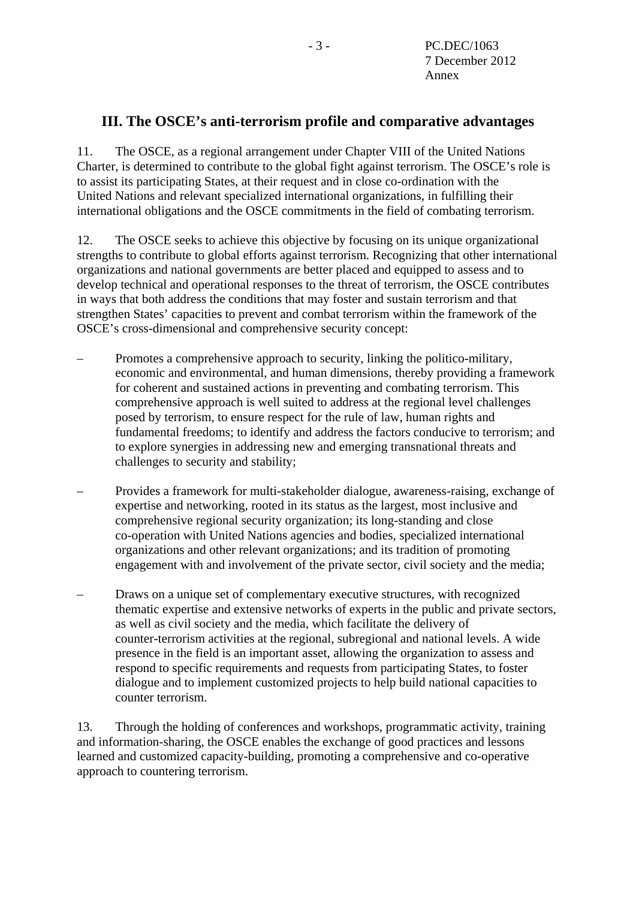## III. The OSCE's anti-terrorism profile and comparative advantages

11. The OSCE, as a regional arrangement under Chapter VIII of the United Nations Charter, is determined to contribute to the global fight against terrorism. The OSCE's role is to assist its participating States, at their request and in close co-ordination with the United Nations and relevant specialized international organizations, in fulfilling their international obligations and the OSCE commitments in the field of combating terrorism.

12. The OSCE seeks to achieve this objective by focusing on its unique organizational strengths to contribute to global efforts against terrorism. Recognizing that other international organizations and national governments are better placed and equipped to assess and to develop technical and operational responses to the threat of terrorism, the OSCE contributes in ways that both address the conditions that may foster and sustain terrorism and that strengthen States' capacities to prevent and combat terrorism within the framework of the OSCE's cross-dimensional and comprehensive security concept:

– Promotes a comprehensive approach to security, linking the politico-military, economic and environmental, and human dimensions, thereby providing a framework for coherent and sustained actions in preventing and combating terrorism. This comprehensive approach is well suited to address at the regional level challenges posed by terrorism, to ensure respect for the rule of law, human rights and fundamental freedoms; to identify and address the factors conducive to terrorism; and to explore synergies in addressing new and emerging transnational threats and challenges to security and stability;

– Provides a framework for multi-stakeholder dialogue, awareness-raising, exchange of expertise and networking, rooted in its status as the largest, most inclusive and comprehensive regional security organization; its long-standing and close co-operation with United Nations agencies and bodies, specialized international organizations and other relevant organizations; and its tradition of promoting engagement with and involvement of the private sector, civil society and the media;

– Draws on a unique set of complementary executive structures, with recognized thematic expertise and extensive networks of experts in the public and private sectors, as well as civil society and the media, which facilitate the delivery of counter-terrorism activities at the regional, subregional and national levels. A wide presence in the field is an important asset, allowing the organization to assess and respond to specific requirements and requests from participating States, to foster dialogue and to implement customized projects to help build national capacities to counter terrorism.

13. Through the holding of conferences and workshops, programmatic activity, training and information-sharing, the OSCE enables the exchange of good practices and lessons learned and customized capacity-building, promoting a comprehensive and co-operative approach to countering terrorism.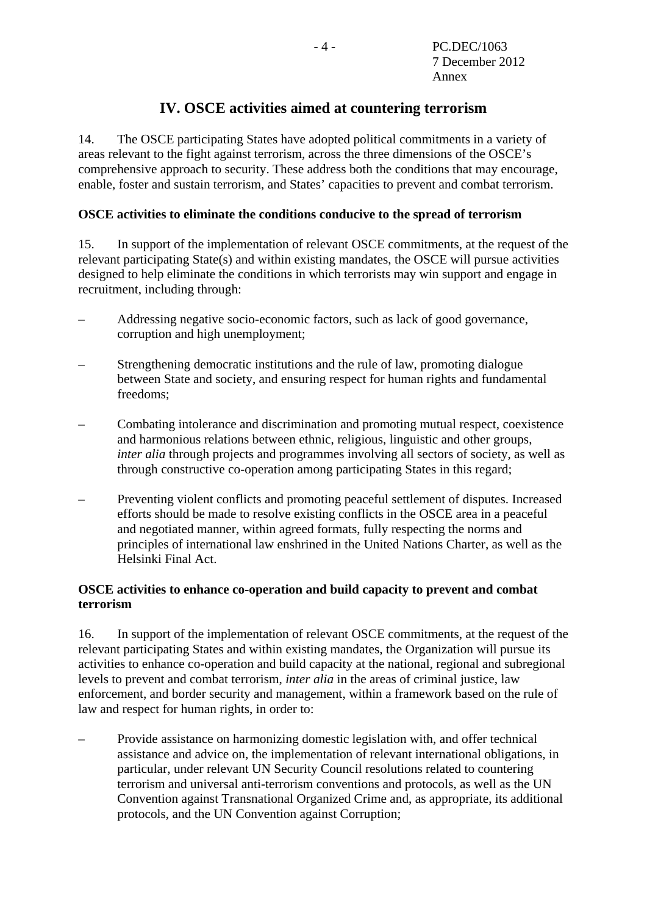## IV. OSCE activities aimed at countering terrorism

14. The OSCE participating States have adopted political commitments in a variety of areas relevant to the fight against terrorism, across the three dimensions of the OSCE's comprehensive approach to security. These address both the conditions that may encourage, enable, foster and sustain terrorism, and States' capacities to prevent and combat terrorism.

**OSCE activities to eliminate the conditions conducive to the spread of terrorism**

15. In support of the implementation of relevant OSCE commitments, at the request of the relevant participating State(s) and within existing mandates, the OSCE will pursue activities designed to help eliminate the conditions in which terrorists may win support and engage in recruitment, including through:

– Addressing negative socio-economic factors, such as lack of good governance, corruption and high unemployment;

– Strengthening democratic institutions and the rule of law, promoting dialogue between State and society, and ensuring respect for human rights and fundamental freedoms;

– Combating intolerance and discrimination and promoting mutual respect, coexistence and harmonious relations between ethnic, religious, linguistic and other groups, *inter alia* through projects and programmes involving all sectors of society, as well as through constructive co-operation among participating States in this regard;

– Preventing violent conflicts and promoting peaceful settlement of disputes. Increased efforts should be made to resolve existing conflicts in the OSCE area in a peaceful and negotiated manner, within agreed formats, fully respecting the norms and principles of international law enshrined in the United Nations Charter, as well as the Helsinki Final Act.

**OSCE activities to enhance co-operation and build capacity to prevent and combat terrorism**

16. In support of the implementation of relevant OSCE commitments, at the request of the relevant participating States and within existing mandates, the Organization will pursue its activities to enhance co-operation and build capacity at the national, regional and subregional levels to prevent and combat terrorism, *inter alia* in the areas of criminal justice, law enforcement, and border security and management, within a framework based on the rule of law and respect for human rights, in order to:

– Provide assistance on harmonizing domestic legislation with, and offer technical assistance and advice on, the implementation of relevant international obligations, in particular, under relevant UN Security Council resolutions related to countering terrorism and universal anti-terrorism conventions and protocols, as well as the UN Convention against Transnational Organized Crime and, as appropriate, its additional protocols, and the UN Convention against Corruption;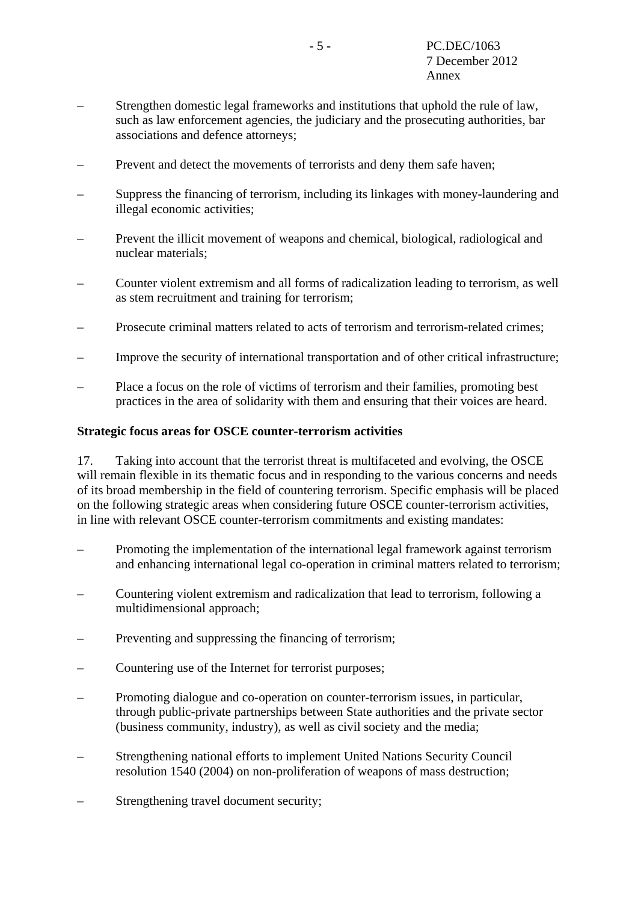- Strengthen domestic legal frameworks and institutions that uphold the rule of law, such as law enforcement agencies, the judiciary and the prosecuting authorities, bar associations and defence attorneys;

- Prevent and detect the movements of terrorists and deny them safe haven;

- Suppress the financing of terrorism, including its linkages with money-laundering and illegal economic activities;

- Prevent the illicit movement of weapons and chemical, biological, radiological and nuclear materials;

- Counter violent extremism and all forms of radicalization leading to terrorism, as well as stem recruitment and training for terrorism;

- Prosecute criminal matters related to acts of terrorism and terrorism-related crimes;

- Improve the security of international transportation and of other critical infrastructure;

- Place a focus on the role of victims of terrorism and their families, promoting best practices in the area of solidarity with them and ensuring that their voices are heard.

**Strategic focus areas for OSCE counter-terrorism activities**

17. Taking into account that the terrorist threat is multifaceted and evolving, the OSCE will remain flexible in its thematic focus and in responding to the various concerns and needs of its broad membership in the field of countering terrorism. Specific emphasis will be placed on the following strategic areas when considering future OSCE counter-terrorism activities, in line with relevant OSCE counter-terrorism commitments and existing mandates:

- Promoting the implementation of the international legal framework against terrorism and enhancing international legal co-operation in criminal matters related to terrorism;

- Countering violent extremism and radicalization that lead to terrorism, following a multidimensional approach;

- Preventing and suppressing the financing of terrorism;

- Countering use of the Internet for terrorist purposes;

- Promoting dialogue and co-operation on counter-terrorism issues, in particular, through public-private partnerships between State authorities and the private sector (business community, industry), as well as civil society and the media;

- Strengthening national efforts to implement United Nations Security Council resolution 1540 (2004) on non-proliferation of weapons of mass destruction;

- Strengthening travel document security;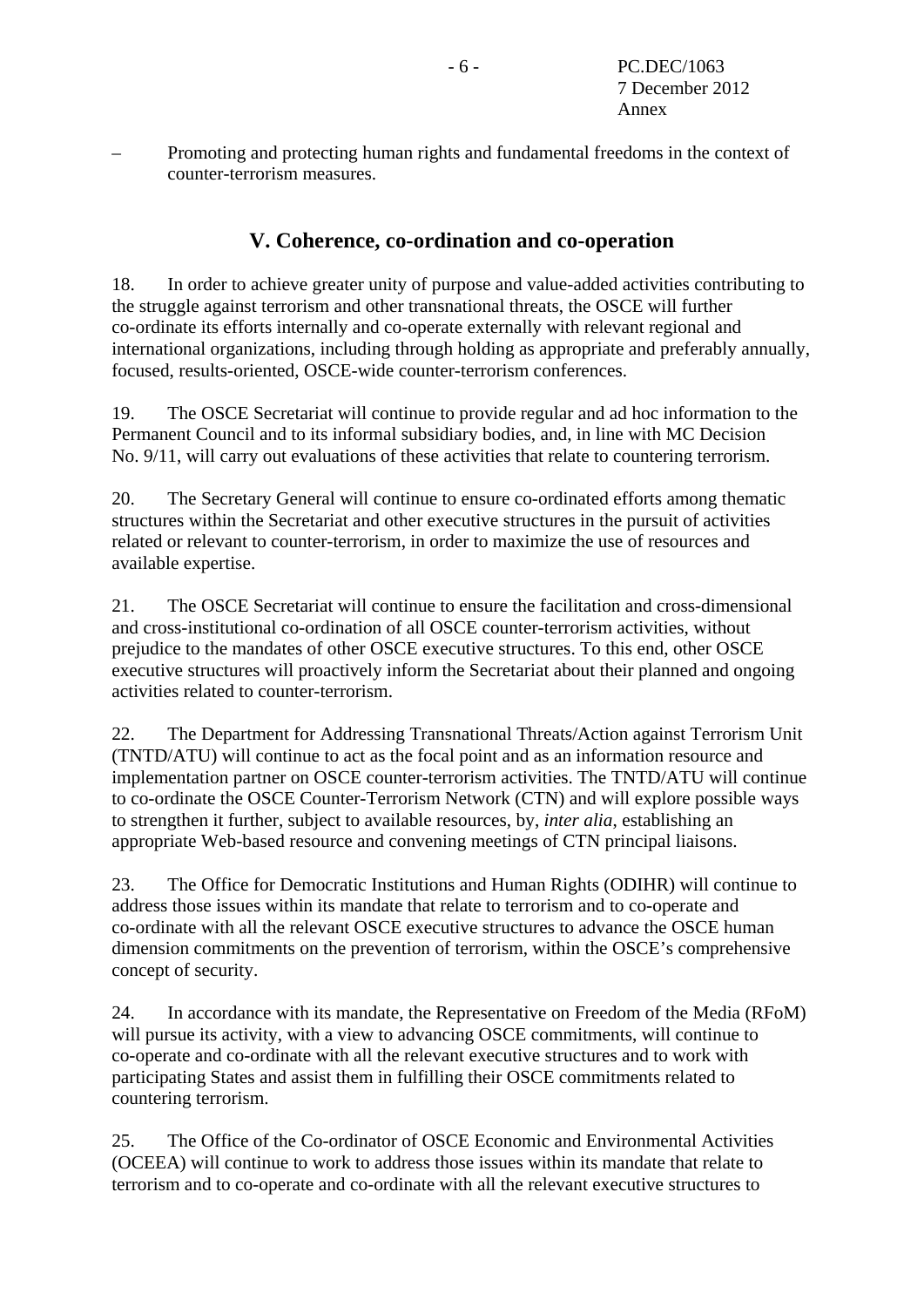– Promoting and protecting human rights and fundamental freedoms in the context of counter-terrorism measures.

## V. Coherence, co-ordination and co-operation

18. In order to achieve greater unity of purpose and value-added activities contributing to the struggle against terrorism and other transnational threats, the OSCE will further co-ordinate its efforts internally and co-operate externally with relevant regional and international organizations, including through holding as appropriate and preferably annually, focused, results-oriented, OSCE-wide counter-terrorism conferences.

19. The OSCE Secretariat will continue to provide regular and ad hoc information to the Permanent Council and to its informal subsidiary bodies, and, in line with MC Decision No. 9/11, will carry out evaluations of these activities that relate to countering terrorism.

20. The Secretary General will continue to ensure co-ordinated efforts among thematic structures within the Secretariat and other executive structures in the pursuit of activities related or relevant to counter-terrorism, in order to maximize the use of resources and available expertise.

21. The OSCE Secretariat will continue to ensure the facilitation and cross-dimensional and cross-institutional co-ordination of all OSCE counter-terrorism activities, without prejudice to the mandates of other OSCE executive structures. To this end, other OSCE executive structures will proactively inform the Secretariat about their planned and ongoing activities related to counter-terrorism.

22. The Department for Addressing Transnational Threats/Action against Terrorism Unit (TNTD/ATU) will continue to act as the focal point and as an information resource and implementation partner on OSCE counter-terrorism activities. The TNTD/ATU will continue to co-ordinate the OSCE Counter-Terrorism Network (CTN) and will explore possible ways to strengthen it further, subject to available resources, by, *inter alia*, establishing an appropriate Web-based resource and convening meetings of CTN principal liaisons.

23. The Office for Democratic Institutions and Human Rights (ODIHR) will continue to address those issues within its mandate that relate to terrorism and to co-operate and co-ordinate with all the relevant OSCE executive structures to advance the OSCE human dimension commitments on the prevention of terrorism, within the OSCE's comprehensive concept of security.

24. In accordance with its mandate, the Representative on Freedom of the Media (RFoM) will pursue its activity, with a view to advancing OSCE commitments, will continue to co-operate and co-ordinate with all the relevant executive structures and to work with participating States and assist them in fulfilling their OSCE commitments related to countering terrorism.

25. The Office of the Co-ordinator of OSCE Economic and Environmental Activities (OCEEA) will continue to work to address those issues within its mandate that relate to terrorism and to co-operate and co-ordinate with all the relevant executive structures to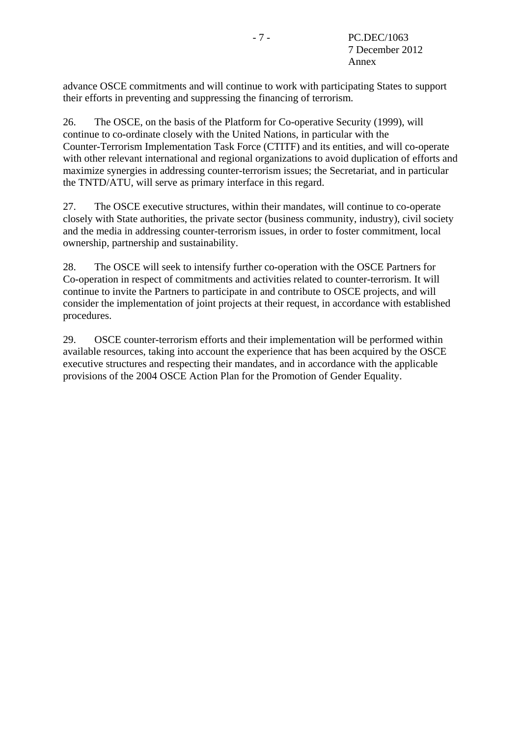advance OSCE commitments and will continue to work with participating States to support their efforts in preventing and suppressing the financing of terrorism.

26. The OSCE, on the basis of the Platform for Co-operative Security (1999), will continue to co-ordinate closely with the United Nations, in particular with the Counter-Terrorism Implementation Task Force (CTITF) and its entities, and will co-operate with other relevant international and regional organizations to avoid duplication of efforts and maximize synergies in addressing counter-terrorism issues; the Secretariat, and in particular the TNTD/ATU, will serve as primary interface in this regard.

27. The OSCE executive structures, within their mandates, will continue to co-operate closely with State authorities, the private sector (business community, industry), civil society and the media in addressing counter-terrorism issues, in order to foster commitment, local ownership, partnership and sustainability.

28. The OSCE will seek to intensify further co-operation with the OSCE Partners for Co-operation in respect of commitments and activities related to counter-terrorism. It will continue to invite the Partners to participate in and contribute to OSCE projects, and will consider the implementation of joint projects at their request, in accordance with established procedures.

29. OSCE counter-terrorism efforts and their implementation will be performed within available resources, taking into account the experience that has been acquired by the OSCE executive structures and respecting their mandates, and in accordance with the applicable provisions of the 2004 OSCE Action Plan for the Promotion of Gender Equality.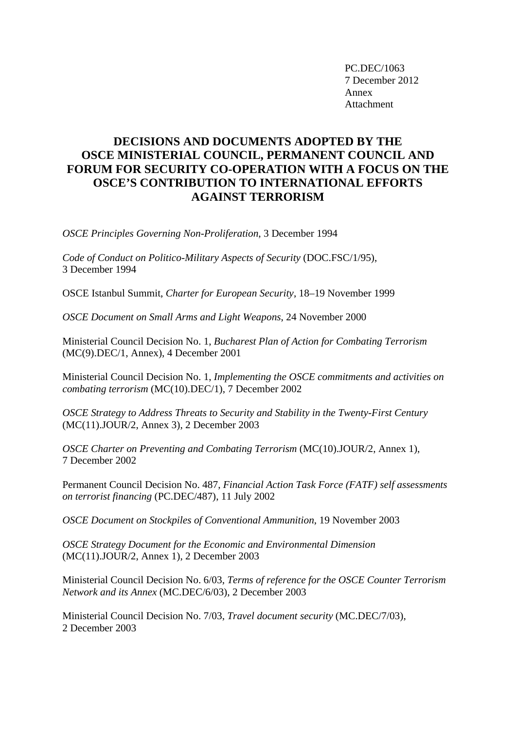PC.DEC/1063
7 December 2012
Annex
Attachment

# DECISIONS AND DOCUMENTS ADOPTED BY THE OSCE MINISTERIAL COUNCIL, PERMANENT COUNCIL AND FORUM FOR SECURITY CO-OPERATION WITH A FOCUS ON THE OSCE'S CONTRIBUTION TO INTERNATIONAL EFFORTS AGAINST TERRORISM

*OSCE Principles Governing Non-Proliferation*, 3 December 1994

*Code of Conduct on Politico-Military Aspects of Security* (DOC.FSC/1/95), 3 December 1994

OSCE Istanbul Summit, *Charter for European Security*, 18–19 November 1999

*OSCE Document on Small Arms and Light Weapons*, 24 November 2000

Ministerial Council Decision No. 1, *Bucharest Plan of Action for Combating Terrorism* (MC(9).DEC/1, Annex), 4 December 2001

Ministerial Council Decision No. 1, *Implementing the OSCE commitments and activities on combating terrorism* (MC(10).DEC/1), 7 December 2002

*OSCE Strategy to Address Threats to Security and Stability in the Twenty-First Century* (MC(11).JOUR/2, Annex 3), 2 December 2003

*OSCE Charter on Preventing and Combating Terrorism* (MC(10).JOUR/2, Annex 1), 7 December 2002

Permanent Council Decision No. 487, *Financial Action Task Force (FATF) self assessments on terrorist financing* (PC.DEC/487), 11 July 2002

*OSCE Document on Stockpiles of Conventional Ammunition*, 19 November 2003

*OSCE Strategy Document for the Economic and Environmental Dimension* (MC(11).JOUR/2, Annex 1), 2 December 2003

Ministerial Council Decision No. 6/03, *Terms of reference for the OSCE Counter Terrorism Network and its Annex* (MC.DEC/6/03), 2 December 2003

Ministerial Council Decision No. 7/03, *Travel document security* (MC.DEC/7/03), 2 December 2003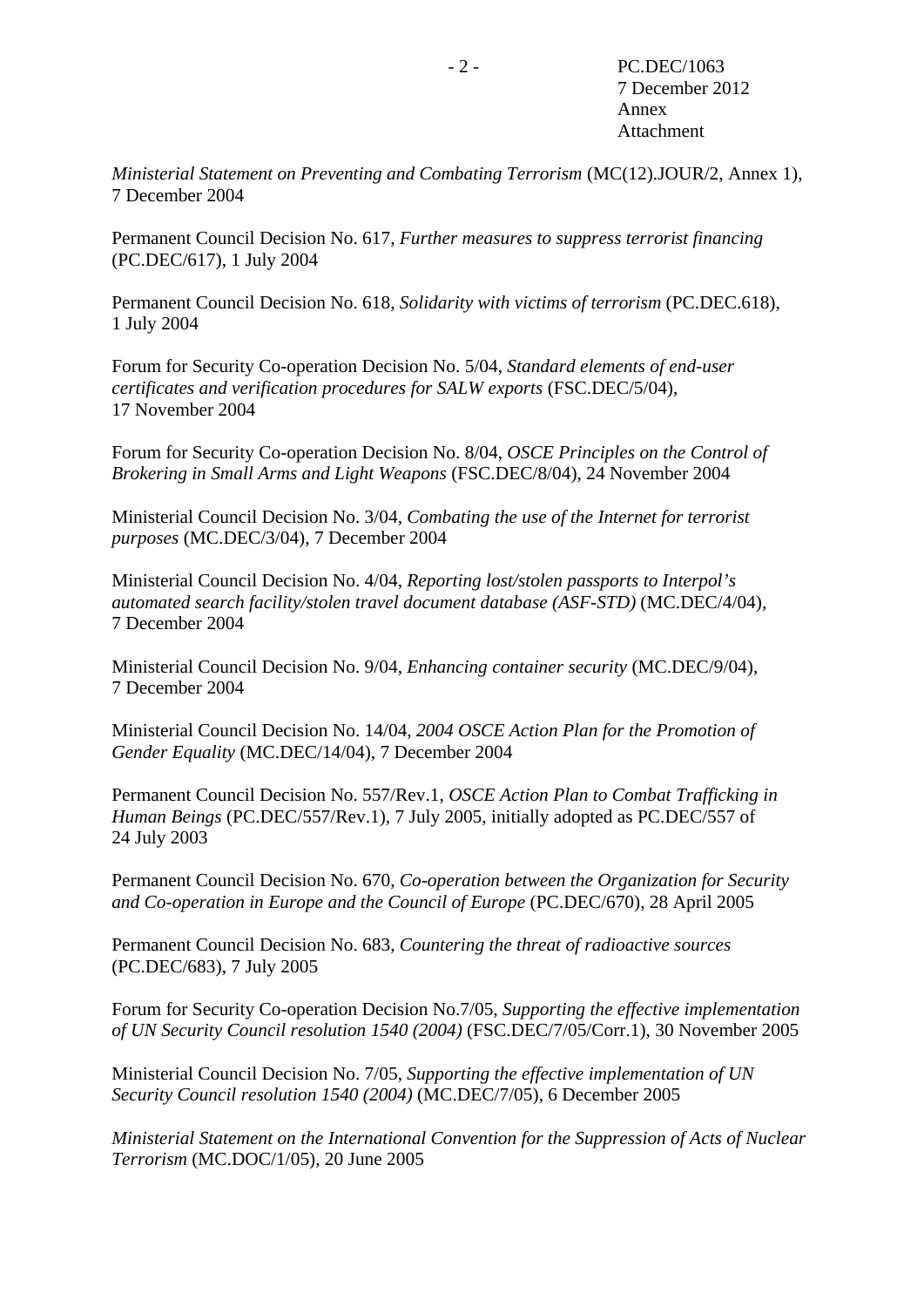*Ministerial Statement on Preventing and Combating Terrorism* (MC(12).JOUR/2, Annex 1), 7 December 2004

Permanent Council Decision No. 617, *Further measures to suppress terrorist financing* (PC.DEC/617), 1 July 2004

Permanent Council Decision No. 618, *Solidarity with victims of terrorism* (PC.DEC.618), 1 July 2004

Forum for Security Co-operation Decision No. 5/04, *Standard elements of end-user certificates and verification procedures for SALW exports* (FSC.DEC/5/04), 17 November 2004

Forum for Security Co-operation Decision No. 8/04, *OSCE Principles on the Control of Brokering in Small Arms and Light Weapons* (FSC.DEC/8/04), 24 November 2004

Ministerial Council Decision No. 3/04, *Combating the use of the Internet for terrorist purposes* (MC.DEC/3/04), 7 December 2004

Ministerial Council Decision No. 4/04, *Reporting lost/stolen passports to Interpol's automated search facility/stolen travel document database (ASF-STD)* (MC.DEC/4/04), 7 December 2004

Ministerial Council Decision No. 9/04, *Enhancing container security* (MC.DEC/9/04), 7 December 2004

Ministerial Council Decision No. 14/04, *2004 OSCE Action Plan for the Promotion of Gender Equality* (MC.DEC/14/04), 7 December 2004

Permanent Council Decision No. 557/Rev.1, *OSCE Action Plan to Combat Trafficking in Human Beings* (PC.DEC/557/Rev.1), 7 July 2005, initially adopted as PC.DEC/557 of 24 July 2003

Permanent Council Decision No. 670, *Co-operation between the Organization for Security and Co-operation in Europe and the Council of Europe* (PC.DEC/670), 28 April 2005

Permanent Council Decision No. 683, *Countering the threat of radioactive sources* (PC.DEC/683), 7 July 2005

Forum for Security Co-operation Decision No.7/05, *Supporting the effective implementation of UN Security Council resolution 1540 (2004)* (FSC.DEC/7/05/Corr.1), 30 November 2005

Ministerial Council Decision No. 7/05, *Supporting the effective implementation of UN Security Council resolution 1540 (2004)* (MC.DEC/7/05), 6 December 2005

*Ministerial Statement on the International Convention for the Suppression of Acts of Nuclear Terrorism* (MC.DOC/1/05), 20 June 2005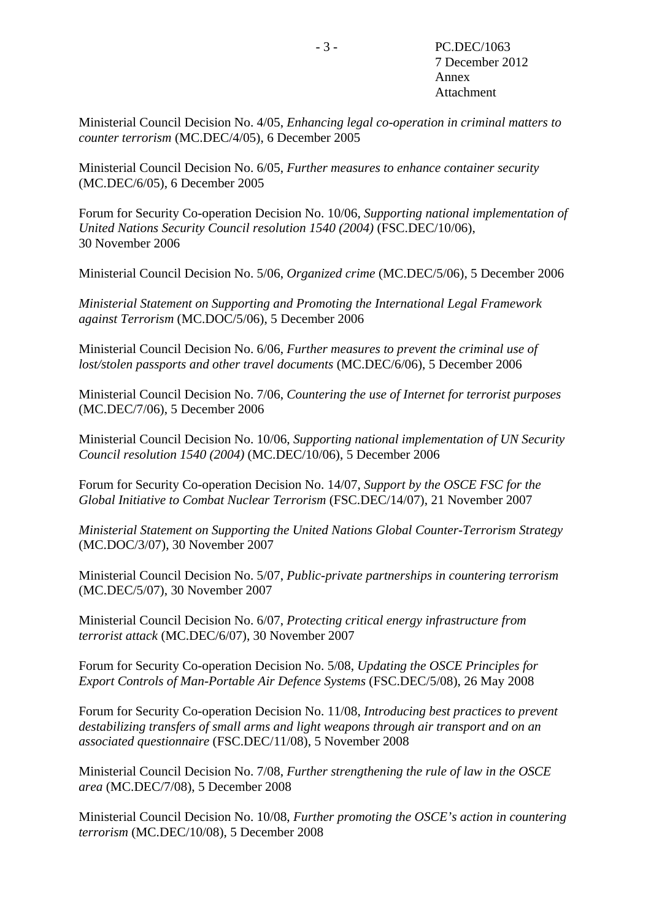Ministerial Council Decision No. 4/05, *Enhancing legal co-operation in criminal matters to counter terrorism* (MC.DEC/4/05), 6 December 2005

Ministerial Council Decision No. 6/05, *Further measures to enhance container security* (MC.DEC/6/05), 6 December 2005

Forum for Security Co-operation Decision No. 10/06, *Supporting national implementation of United Nations Security Council resolution 1540 (2004)* (FSC.DEC/10/06), 30 November 2006

Ministerial Council Decision No. 5/06, *Organized crime* (MC.DEC/5/06), 5 December 2006

*Ministerial Statement on Supporting and Promoting the International Legal Framework against Terrorism* (MC.DOC/5/06), 5 December 2006

Ministerial Council Decision No. 6/06, *Further measures to prevent the criminal use of lost/stolen passports and other travel documents* (MC.DEC/6/06), 5 December 2006

Ministerial Council Decision No. 7/06, *Countering the use of Internet for terrorist purposes* (MC.DEC/7/06), 5 December 2006

Ministerial Council Decision No. 10/06, *Supporting national implementation of UN Security Council resolution 1540 (2004)* (MC.DEC/10/06), 5 December 2006

Forum for Security Co-operation Decision No. 14/07, *Support by the OSCE FSC for the Global Initiative to Combat Nuclear Terrorism* (FSC.DEC/14/07), 21 November 2007

*Ministerial Statement on Supporting the United Nations Global Counter-Terrorism Strategy* (MC.DOC/3/07), 30 November 2007

Ministerial Council Decision No. 5/07, *Public-private partnerships in countering terrorism* (MC.DEC/5/07), 30 November 2007

Ministerial Council Decision No. 6/07, *Protecting critical energy infrastructure from terrorist attack* (MC.DEC/6/07), 30 November 2007

Forum for Security Co-operation Decision No. 5/08, *Updating the OSCE Principles for Export Controls of Man-Portable Air Defence Systems* (FSC.DEC/5/08), 26 May 2008

Forum for Security Co-operation Decision No. 11/08, *Introducing best practices to prevent destabilizing transfers of small arms and light weapons through air transport and on an associated questionnaire* (FSC.DEC/11/08), 5 November 2008

Ministerial Council Decision No. 7/08, *Further strengthening the rule of law in the OSCE area* (MC.DEC/7/08), 5 December 2008

Ministerial Council Decision No. 10/08, *Further promoting the OSCE's action in countering terrorism* (MC.DEC/10/08), 5 December 2008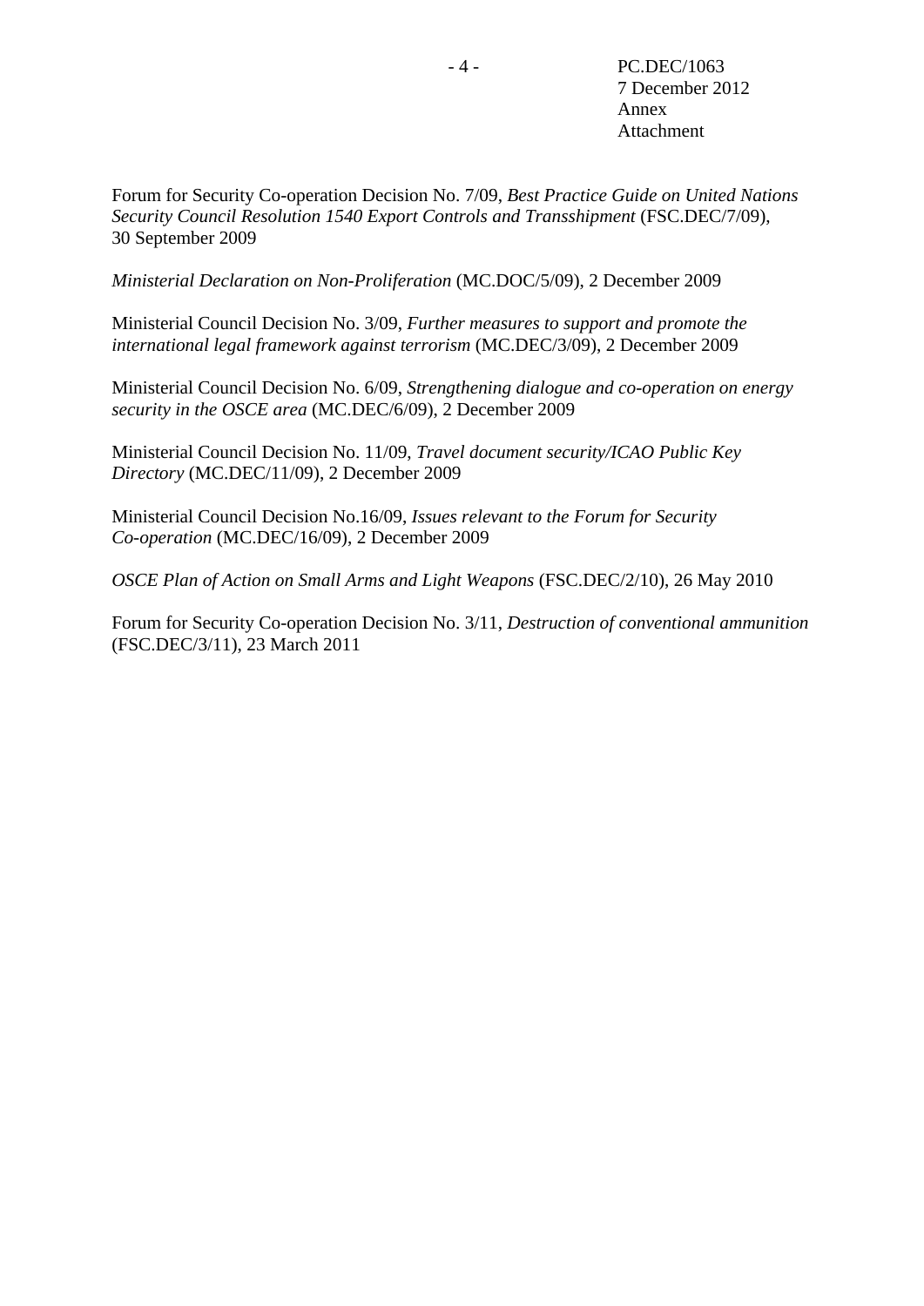Forum for Security Co-operation Decision No. 7/09, *Best Practice Guide on United Nations Security Council Resolution 1540 Export Controls and Transshipment* (FSC.DEC/7/09), 30 September 2009

*Ministerial Declaration on Non-Proliferation* (MC.DOC/5/09), 2 December 2009

Ministerial Council Decision No. 3/09, *Further measures to support and promote the international legal framework against terrorism* (MC.DEC/3/09), 2 December 2009

Ministerial Council Decision No. 6/09, *Strengthening dialogue and co-operation on energy security in the OSCE area* (MC.DEC/6/09), 2 December 2009

Ministerial Council Decision No. 11/09, *Travel document security/ICAO Public Key Directory* (MC.DEC/11/09), 2 December 2009

Ministerial Council Decision No.16/09, *Issues relevant to the Forum for Security Co-operation* (MC.DEC/16/09), 2 December 2009

*OSCE Plan of Action on Small Arms and Light Weapons* (FSC.DEC/2/10), 26 May 2010

Forum for Security Co-operation Decision No. 3/11, *Destruction of conventional ammunition* (FSC.DEC/3/11), 23 March 2011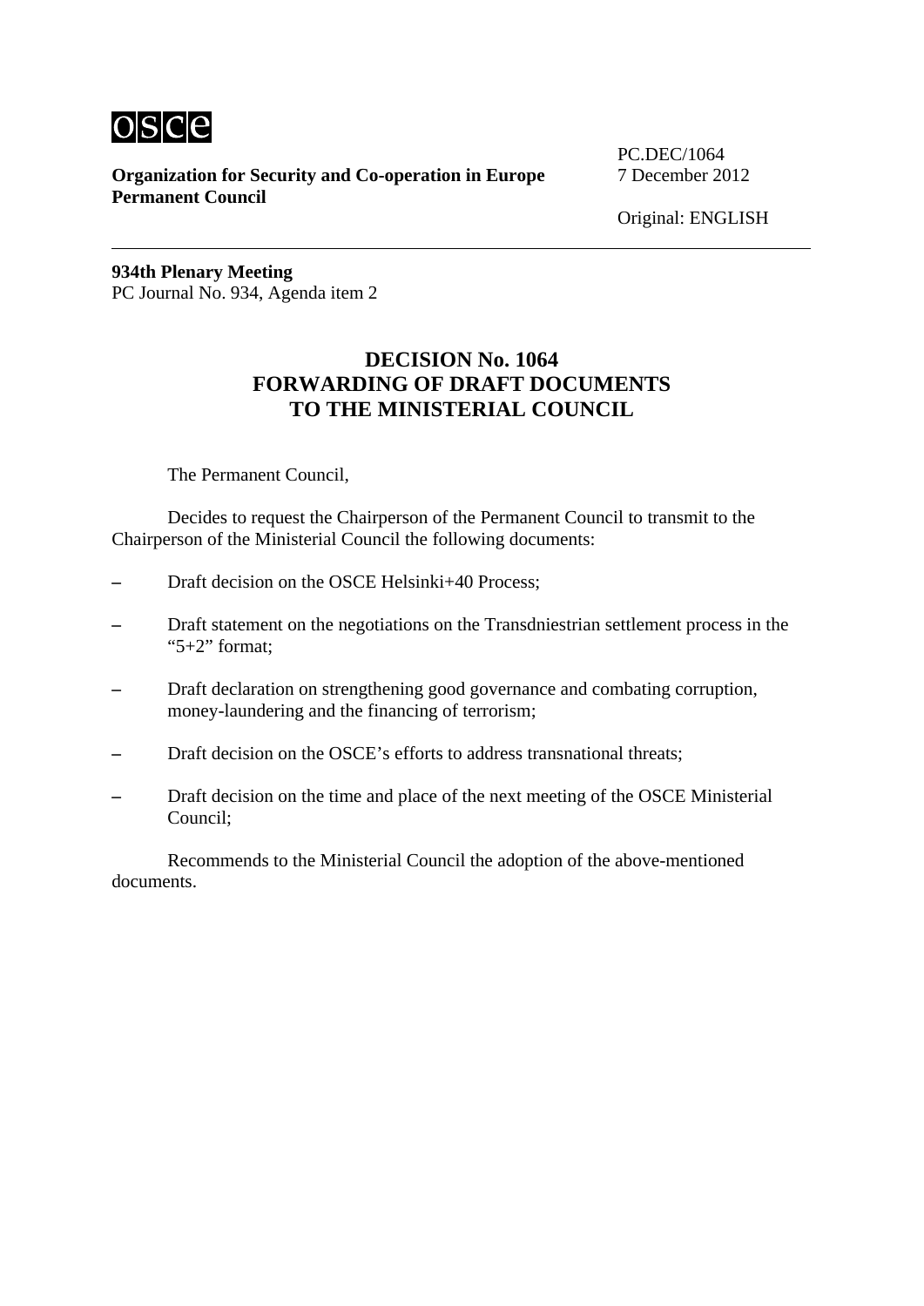osce

**Organization for Security and Co-operation in Europe**
**Permanent Council**

PC.DEC/1064
7 December 2012

Original: ENGLISH

---

**934th Plenary Meeting**
PC Journal No. 934, Agenda item 2

## DECISION No. 1064
## FORWARDING OF DRAFT DOCUMENTS TO THE MINISTERIAL COUNCIL

The Permanent Council,

Decides to request the Chairperson of the Permanent Council to transmit to the Chairperson of the Ministerial Council the following documents:

– Draft decision on the OSCE Helsinki+40 Process;

– Draft statement on the negotiations on the Transdniestrian settlement process in the "5+2" format;

– Draft declaration on strengthening good governance and combating corruption, money-laundering and the financing of terrorism;

– Draft decision on the OSCE's efforts to address transnational threats;

– Draft decision on the time and place of the next meeting of the OSCE Ministerial Council;

Recommends to the Ministerial Council the adoption of the above-mentioned documents.